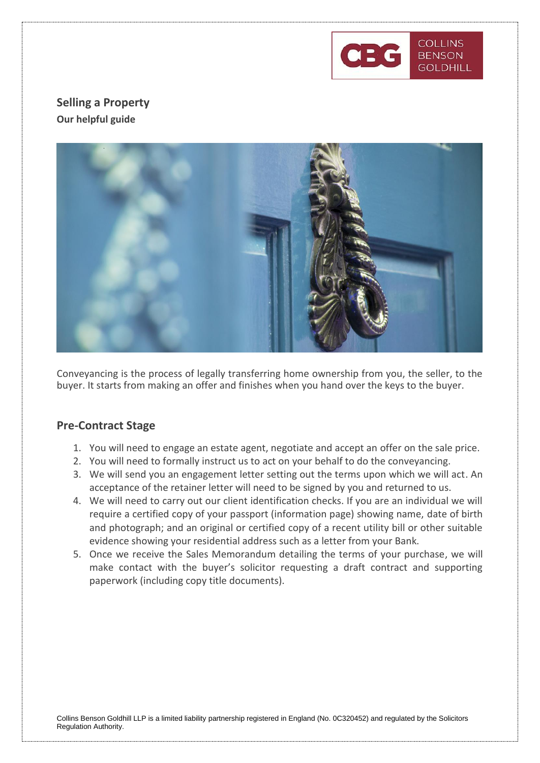## Selling a Property

**Our helpful guide**

Conveyancing is the process of legally transferring home ownership from you, the seller, to the buyer. It starts from making an offer and finishes when you hand over the keys to the buyer.

## Pre-Contract Stage

1. You will need to engage an estate agent, negotiate and accept an offer on the sale price.
2. You will need to formally instruct us to act on your behalf to do the conveyancing.
3. We will send you an engagement letter setting out the terms upon which we will act. An acceptance of the retainer letter will need to be signed by you and returned to us.
4. We will need to carry out our client identification checks. If you are an individual we will require a certified copy of your passport (information page) showing name, date of birth and photograph; and an original or certified copy of a recent utility bill or other suitable evidence showing your residential address such as a letter from your Bank.
5. Once we receive the Sales Memorandum detailing the terms of your purchase, we will make contact with the buyer's solicitor requesting a draft contract and supporting paperwork (including copy title documents).

Collins Benson Goldhill LLP is a limited liability partnership registered in England (No. 0C320452) and regulated by the Solicitors Regulation Authority.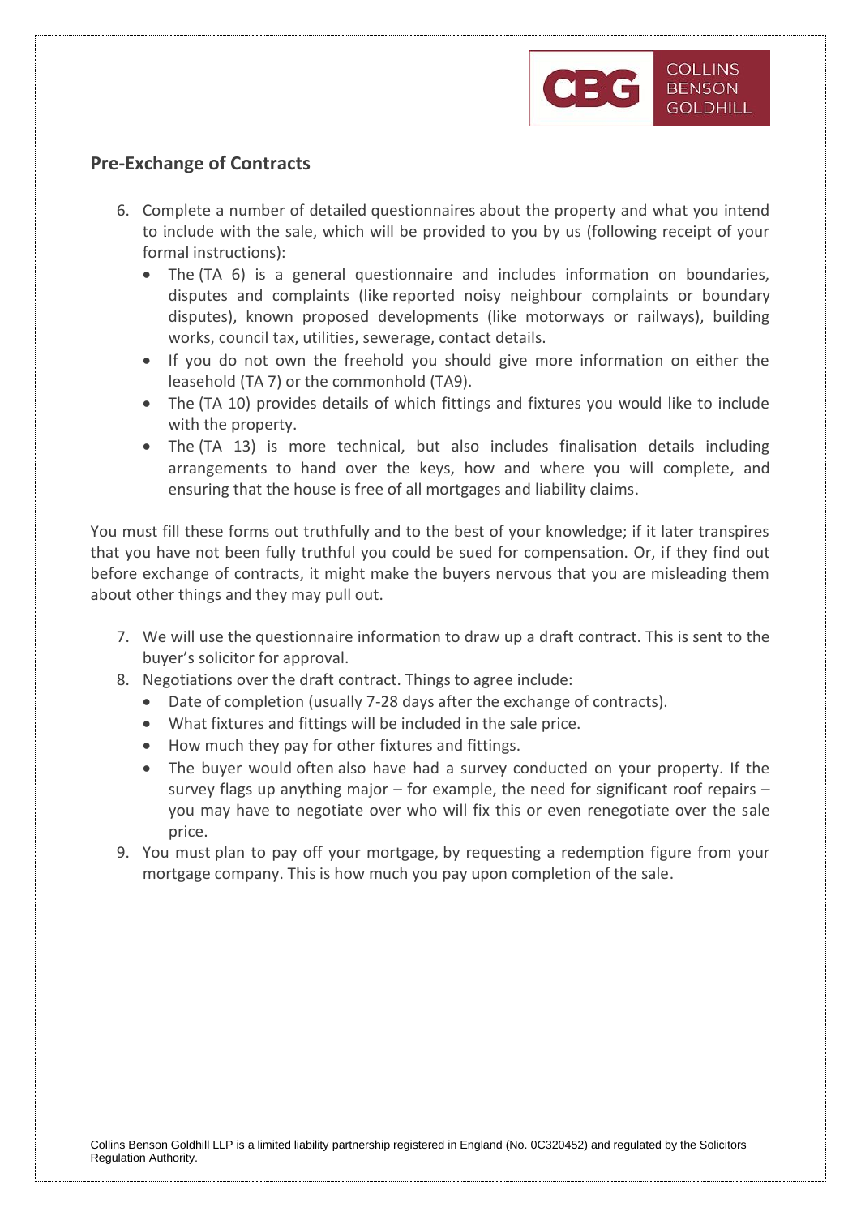## Pre-Exchange of Contracts

6. Complete a number of detailed questionnaires about the property and what you intend to include with the sale, which will be provided to you by us (following receipt of your formal instructions):
   - The (TA 6) is a general questionnaire and includes information on boundaries, disputes and complaints (like reported noisy neighbour complaints or boundary disputes), known proposed developments (like motorways or railways), building works, council tax, utilities, sewerage, contact details.
   - If you do not own the freehold you should give more information on either the leasehold (TA 7) or the commonhold (TA9).
   - The (TA 10) provides details of which fittings and fixtures you would like to include with the property.
   - The (TA 13) is more technical, but also includes finalisation details including arrangements to hand over the keys, how and where you will complete, and ensuring that the house is free of all mortgages and liability claims.

You must fill these forms out truthfully and to the best of your knowledge; if it later transpires that you have not been fully truthful you could be sued for compensation. Or, if they find out before exchange of contracts, it might make the buyers nervous that you are misleading them about other things and they may pull out.

7. We will use the questionnaire information to draw up a draft contract. This is sent to the buyer's solicitor for approval.
8. Negotiations over the draft contract. Things to agree include:
   - Date of completion (usually 7-28 days after the exchange of contracts).
   - What fixtures and fittings will be included in the sale price.
   - How much they pay for other fixtures and fittings.
   - The buyer would often also have had a survey conducted on your property. If the survey flags up anything major – for example, the need for significant roof repairs – you may have to negotiate over who will fix this or even renegotiate over the sale price.
9. You must plan to pay off your mortgage, by requesting a redemption figure from your mortgage company. This is how much you pay upon completion of the sale.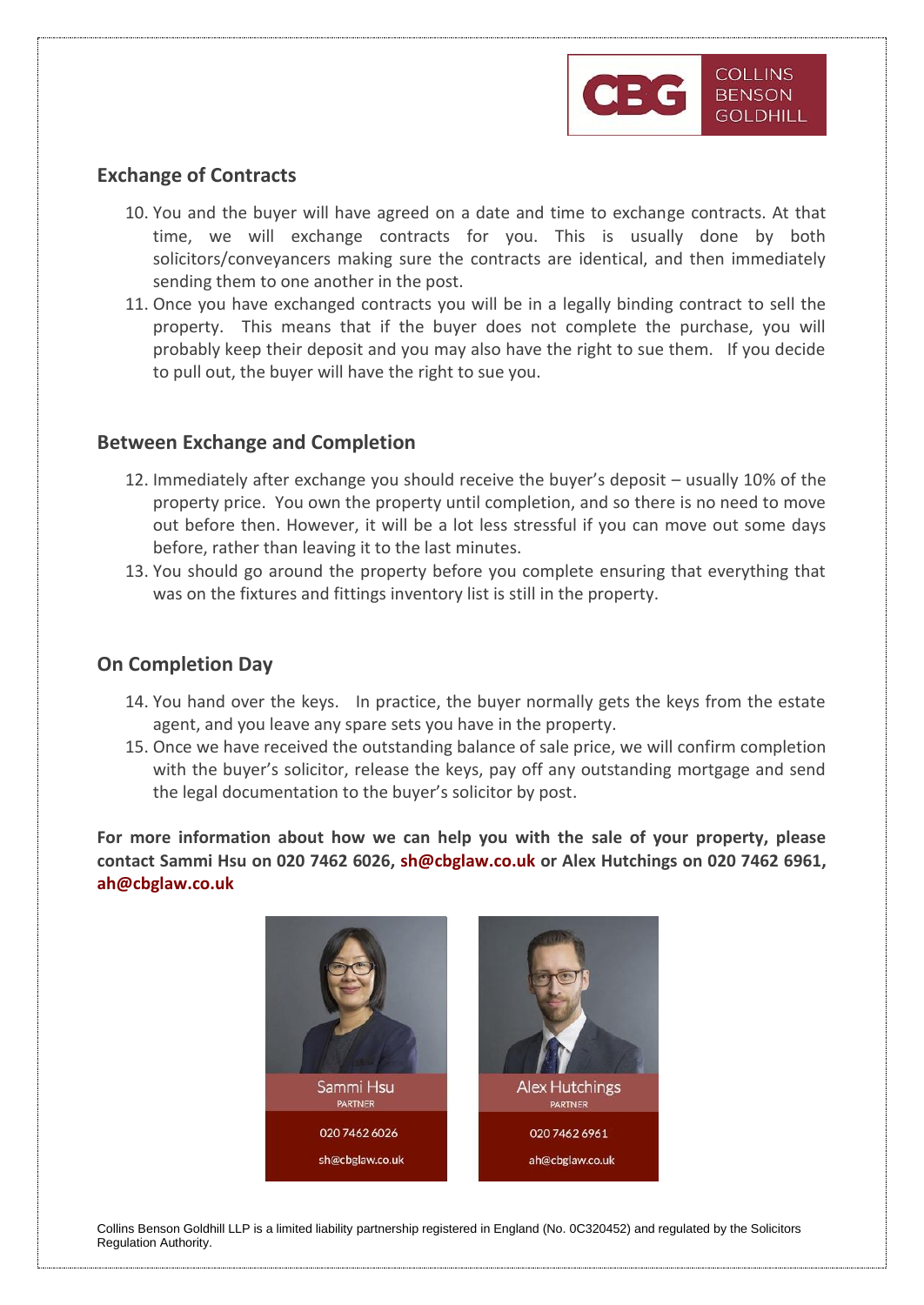## Exchange of Contracts

10. You and the buyer will have agreed on a date and time to exchange contracts. At that time, we will exchange contracts for you. This is usually done by both solicitors/conveyancers making sure the contracts are identical, and then immediately sending them to one another in the post.
11. Once you have exchanged contracts you will be in a legally binding contract to sell the property. This means that if the buyer does not complete the purchase, you will probably keep their deposit and you may also have the right to sue them. If you decide to pull out, the buyer will have the right to sue you.

## Between Exchange and Completion

12. Immediately after exchange you should receive the buyer's deposit – usually 10% of the property price. You own the property until completion, and so there is no need to move out before then. However, it will be a lot less stressful if you can move out some days before, rather than leaving it to the last minutes.
13. You should go around the property before you complete ensuring that everything that was on the fixtures and fittings inventory list is still in the property.

## On Completion Day

14. You hand over the keys. In practice, the buyer normally gets the keys from the estate agent, and you leave any spare sets you have in the property.
15. Once we have received the outstanding balance of sale price, we will confirm completion with the buyer's solicitor, release the keys, pay off any outstanding mortgage and send the legal documentation to the buyer's solicitor by post.

**For more information about how we can help you with the sale of your property, please contact Sammi Hsu on 020 7462 6026, sh@cbglaw.co.uk or Alex Hutchings on 020 7462 6961, ah@cbglaw.co.uk**

Sammi Hsu
PARTNER
020 7462 6026
sh@cbglaw.co.uk

Alex Hutchings
PARTNER
020 7462 6961
ah@cbglaw.co.uk

Collins Benson Goldhill LLP is a limited liability partnership registered in England (No. 0C320452) and regulated by the Solicitors Regulation Authority.